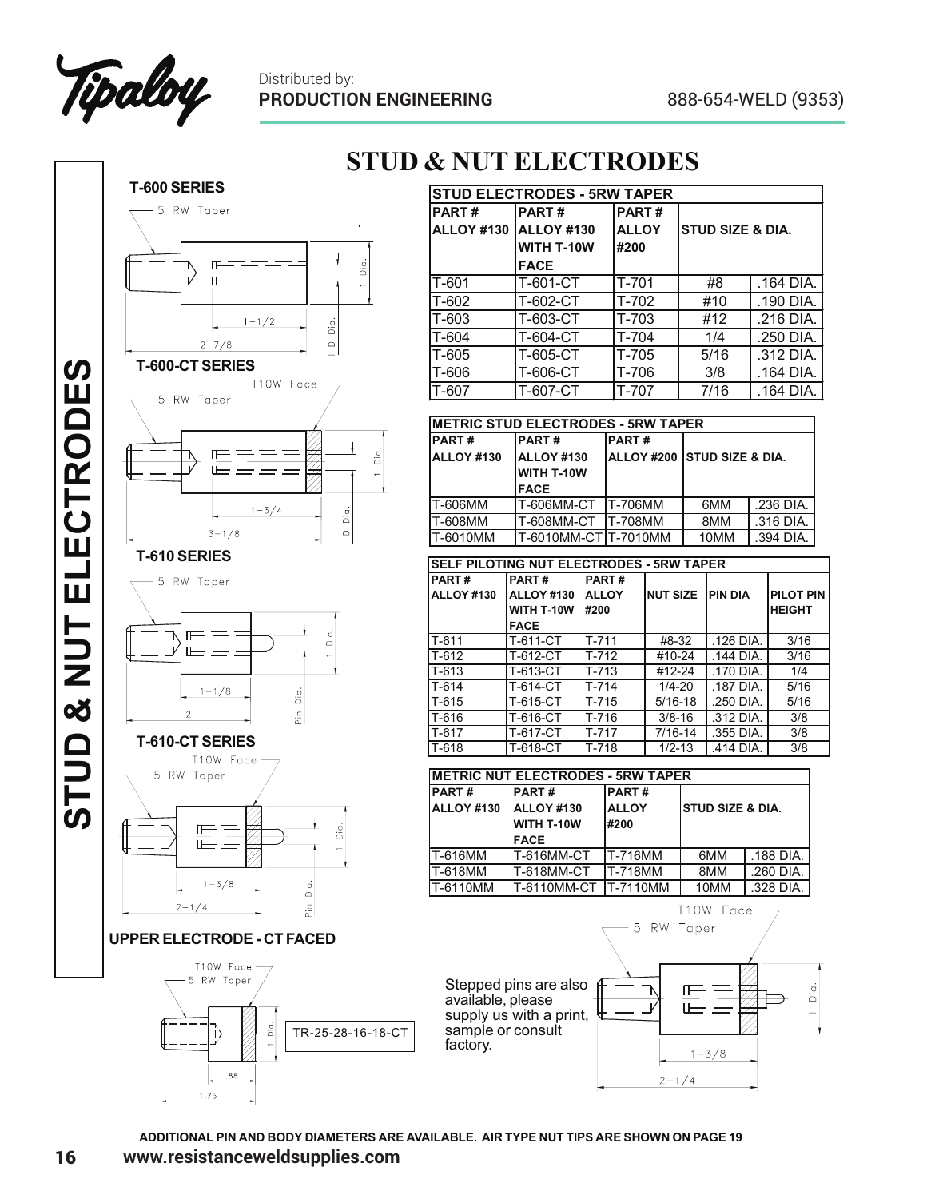# STUD & NUT ELECTRODES

**T-600 SERIES**

5 RW Taper

1 Dia.

1-1/2

2-7/8

I D Dia.

**T-600-CT SERIES**

T10W Face

5 RW Taper

1 Dia.

1-3/4

3-1/8

I D Dia.

**T-610 SERIES**

5 RW Taper

1 Dia.

1-1/8

2

Pin Dia.

**T-610-CT SERIES**

T10W Face

5 RW Taper

1 Dia.

1-3/8

2-1/4

Pin Dia.

**UPPER ELECTRODE - CT FACED**

T10W Face

5 RW Taper

1 Dia.

.88

1.75

TR-25-28-16-18-CT

| STUD ELECTRODES - 5RW TAPER | | | | |
|---|---|---|---|---|
| PART # ALLOY #130 | PART # ALLOY #130 WITH T-10W FACE | PART # ALLOY #200 | STUD SIZE & DIA. | |
| T-601 | T-601-CT | T-701 | #8 | .164 DIA. |
| T-602 | T-602-CT | T-702 | #10 | .190 DIA. |
| T-603 | T-603-CT | T-703 | #12 | .216 DIA. |
| T-604 | T-604-CT | T-704 | 1/4 | .250 DIA. |
| T-605 | T-605-CT | T-705 | 5/16 | .312 DIA. |
| T-606 | T-606-CT | T-706 | 3/8 | .164 DIA. |
| T-607 | T-607-CT | T-707 | 7/16 | .164 DIA. |

| METRIC STUD ELECTRODES - 5RW TAPER | | | | |
|---|---|---|---|---|
| PART # ALLOY #130 | PART # ALLOY #130 WITH T-10W FACE | PART # ALLOY #200 | STUD SIZE & DIA. | |
| T-606MM | T-606MM-CT | T-706MM | 6MM | .236 DIA. |
| T-608MM | T-608MM-CT | T-708MM | 8MM | .316 DIA. |
| T-6010MM | T-6010MM-CT | T-7010MM | 10MM | .394 DIA. |

| SELF PILOTING NUT ELECTRODES - 5RW TAPER | | | | | |
|---|---|---|---|---|---|
| PART # ALLOY #130 | PART # ALLOY #130 WITH T-10W FACE | PART # ALLOY #200 | NUT SIZE | PIN DIA | PILOT PIN HEIGHT |
| T-611 | T-611-CT | T-711 | #8-32 | .126 DIA. | 3/16 |
| T-612 | T-612-CT | T-712 | #10-24 | .144 DIA. | 3/16 |
| T-613 | T-613-CT | T-713 | #12-24 | .170 DIA. | 1/4 |
| T-614 | T-614-CT | T-714 | 1/4-20 | .187 DIA. | 5/16 |
| T-615 | T-615-CT | T-715 | 5/16-18 | .250 DIA. | 5/16 |
| T-616 | T-616-CT | T-716 | 3/8-16 | .312 DIA. | 3/8 |
| T-617 | T-617-CT | T-717 | 7/16-14 | .355 DIA. | 3/8 |
| T-618 | T-618-CT | T-718 | 1/2-13 | .414 DIA. | 3/8 |

| METRIC NUT ELECTRODES - 5RW TAPER | | | | |
|---|---|---|---|---|
| PART # ALLOY #130 | PART # ALLOY #130 WITH T-10W FACE | PART # ALLOY #200 | STUD SIZE & DIA. | |
| T-616MM | T-616MM-CT | T-716MM | 6MM | .188 DIA. |
| T-618MM | T-618MM-CT | T-718MM | 8MM | .260 DIA. |
| T-6110MM | T-6110MM-CT | T-7110MM | 10MM | .328 DIA. |

Stepped pins are also available, please supply us with a print, sample or consult factory.

T10W Face

5 RW Taper

1 Dia.

1-3/8

2-1/4

**ADDITIONAL PIN AND BODY DIAMETERS ARE AVAILABLE. AIR TYPE NUT TIPS ARE SHOWN ON PAGE 19**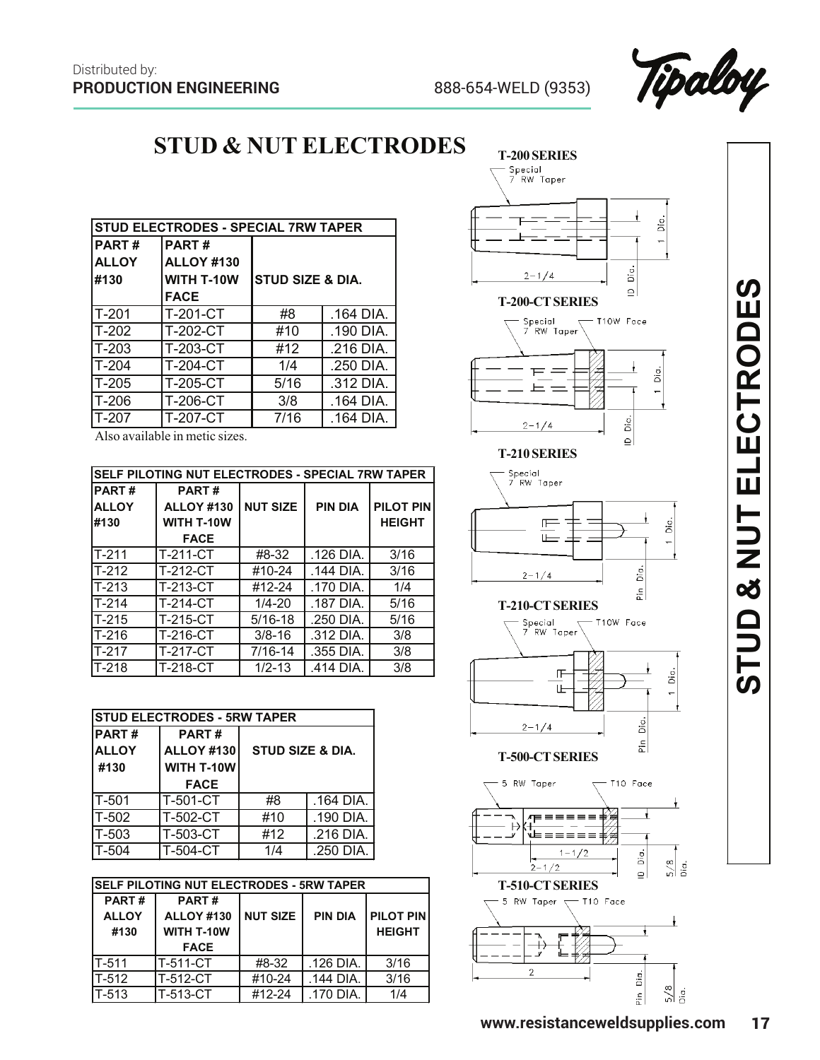Distributed by:
**PRODUCTION ENGINEERING** 888-654-WELD (9353)

# STUD & NUT ELECTRODES

| STUD ELECTRODES - SPECIAL 7RW TAPER | | | |
|---|---|---|---|
| PART # ALLOY #130 | PART # ALLOY #130 WITH T-10W FACE | STUD SIZE & DIA. | |
| T-201 | T-201-CT | #8 | .164 DIA. |
| T-202 | T-202-CT | #10 | .190 DIA. |
| T-203 | T-203-CT | #12 | .216 DIA. |
| T-204 | T-204-CT | 1/4 | .250 DIA. |
| T-205 | T-205-CT | 5/16 | .312 DIA. |
| T-206 | T-206-CT | 3/8 | .164 DIA. |
| T-207 | T-207-CT | 7/16 | .164 DIA. |

Also available in metic sizes.

| SELF PILOTING NUT ELECTRODES - SPECIAL 7RW TAPER | | | | |
|---|---|---|---|---|
| PART # ALLOY #130 | PART # ALLOY #130 WITH T-10W FACE | NUT SIZE | PIN DIA | PILOT PIN HEIGHT |
| T-211 | T-211-CT | #8-32 | .126 DIA. | 3/16 |
| T-212 | T-212-CT | #10-24 | .144 DIA. | 3/16 |
| T-213 | T-213-CT | #12-24 | .170 DIA. | 1/4 |
| T-214 | T-214-CT | 1/4-20 | .187 DIA. | 5/16 |
| T-215 | T-215-CT | 5/16-18 | .250 DIA. | 5/16 |
| T-216 | T-216-CT | 3/8-16 | .312 DIA. | 3/8 |
| T-217 | T-217-CT | 7/16-14 | .355 DIA. | 3/8 |
| T-218 | T-218-CT | 1/2-13 | .414 DIA. | 3/8 |

| STUD ELECTRODES - 5RW TAPER | | | |
|---|---|---|---|
| PART # ALLOY #130 | PART # ALLOY #130 WITH T-10W FACE | STUD SIZE & DIA. | |
| T-501 | T-501-CT | #8 | .164 DIA. |
| T-502 | T-502-CT | #10 | .190 DIA. |
| T-503 | T-503-CT | #12 | .216 DIA. |
| T-504 | T-504-CT | 1/4 | .250 DIA. |

| SELF PILOTING NUT ELECTRODES - 5RW TAPER | | | | |
|---|---|---|---|---|
| PART # ALLOY #130 | PART # ALLOY #130 WITH T-10W FACE | NUT SIZE | PIN DIA | PILOT PIN HEIGHT |
| T-511 | T-511-CT | #8-32 | .126 DIA. | 3/16 |
| T-512 | T-512-CT | #10-24 | .144 DIA. | 3/16 |
| T-513 | T-513-CT | #12-24 | .170 DIA. | 1/4 |

**T-200 SERIES**

Special 7 RW Taper
2-1/4
1 Dia.
ID Dia.

**T-200-CT SERIES**

Special 7 RW Taper
T10W Face
2-1/4
1 Dia.
ID Dia.

**T-210 SERIES**

Special 7 RW Taper
2-1/4
1 Dia.
Pin Dia.

**T-210-CT SERIES**

Special 7 RW Taper
T10W Face
2-1/4
1 Dia.
Pin Dia.

**T-500-CT SERIES**

5 RW Taper
T10 Face
1-1/2
2-1/2
ID Dia.
5/8 Dia.

**T-510-CT SERIES**

5 RW Taper
T10 Face
2
Pin Dia.
5/8 Dia.

STUD & NUT ELECTRODES

www.resistanceweldsupplies.com